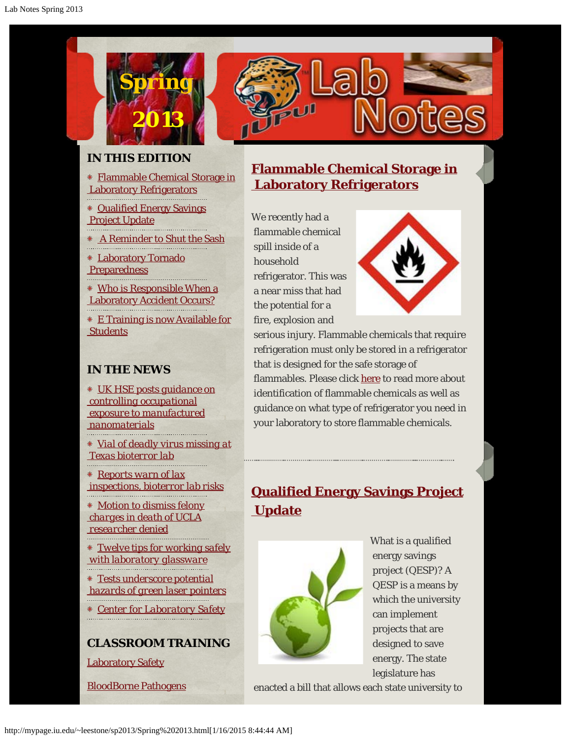# Spring 2013 Lab Notes

## IN THIS EDITION

- Flammable Chemical Storage in Laboratory Refrigerators
- Qualified Energy Savings Project Update
- A Reminder to Shut the Sash
- Laboratory Tornado Preparedness
- Who is Responsible When a Laboratory Accident Occurs?
- E Training is now Available for Students

## IN THE NEWS

- UK HSE posts guidance on controlling occupational exposure to manufactured nanomaterials
- Vial of deadly virus missing at Texas bioterror lab
- Reports warn of lax inspections, bioterror lab risks
- Motion to dismiss felony charges in death of UCLA researcher denied
- Twelve tips for working safely with laboratory glassware
- Tests underscore potential hazards of green laser pointers
- Center for Laboratory Safety

## CLASSROOM TRAINING

Laboratory Safety

BloodBorne Pathogens

## Flammable Chemical Storage in Laboratory Refrigerators

We recently had a flammable chemical spill inside of a household refrigerator. This was a near miss that had the potential for a fire, explosion and serious injury. Flammable chemicals that require refrigeration must only be stored in a refrigerator that is designed for the safe storage of flammables. Please click here to read more about identification of flammable chemicals as well as guidance on what type of refrigerator you need in your laboratory to store flammable chemicals.

## Qualified Energy Savings Project Update

What is a qualified energy savings project (QESP)? A QESP is a means by which the university can implement projects that are designed to save energy. The state legislature has enacted a bill that allows each state university to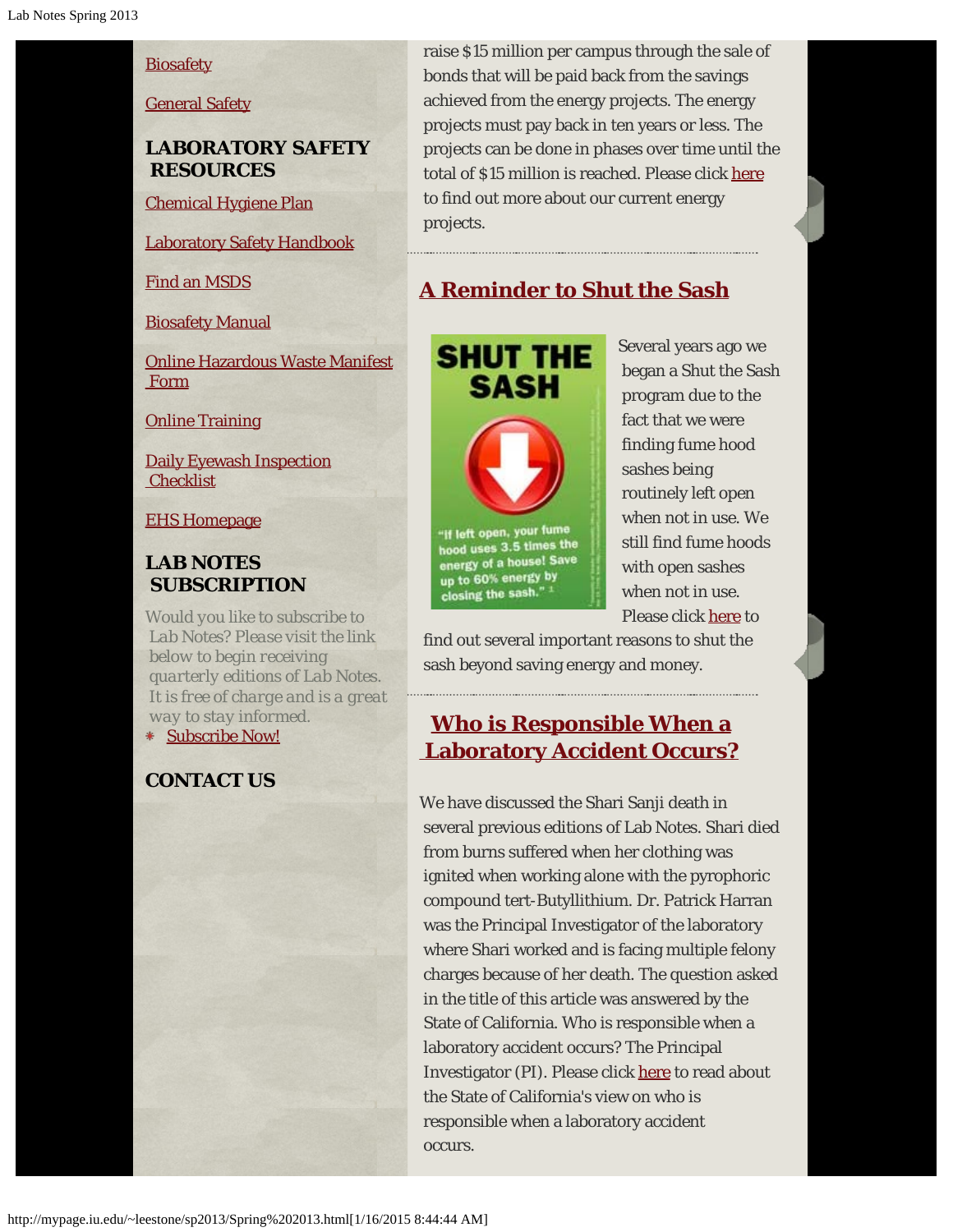[Biosafety](#)

[General Safety](#)

## LABORATORY SAFETY RESOURCES

[Chemical Hygiene Plan](#)

[Laboratory Safety Handbook](#)

[Find an MSDS](#)

[Biosafety Manual](#)

[Online Hazardous Waste Manifest Form](#)

[Online Training](#)

[Daily Eyewash Inspection Checklist](#)

[EHS Homepage](#)

## LAB NOTES SUBSCRIPTION

Would you like to subscribe to Lab Notes? Please visit the link below to begin receiving quarterly editions of Lab Notes. It is free of charge and is a great way to stay informed.

- [Subscribe Now!](#)

## CONTACT US

raise $15 million per campus through the sale of bonds that will be paid back from the savings achieved from the energy projects. The energy projects must pay back in ten years or less. The projects can be done in phases over time until the total of $15 million is reached. Please click [here](#) to find out more about our current energy projects.

## A Reminder to Shut the Sash

SHUT THE SASH

"If left open, your fume hood uses 3.5 times the energy of a house! Save up to 60% energy by closing the sash."[1]

Several years ago we began a Shut the Sash program due to the fact that we were finding fume hood sashes being routinely left open when not in use. We still find fume hoods with open sashes when not in use. Please click [here](#) to find out several important reasons to shut the sash beyond saving energy and money.

## Who is Responsible When a Laboratory Accident Occurs?

We have discussed the Shari Sanji death in several previous editions of Lab Notes. Shari died from burns suffered when her clothing was ignited when working alone with the pyrophoric compound tert-Butyllithium. Dr. Patrick Harran was the Principal Investigator of the laboratory where Shari worked and is facing multiple felony charges because of her death. The question asked in the title of this article was answered by the State of California. Who is responsible when a laboratory accident occurs? The Principal Investigator (PI). Please click [here](#) to read about the State of California's view on who is responsible when a laboratory accident occurs.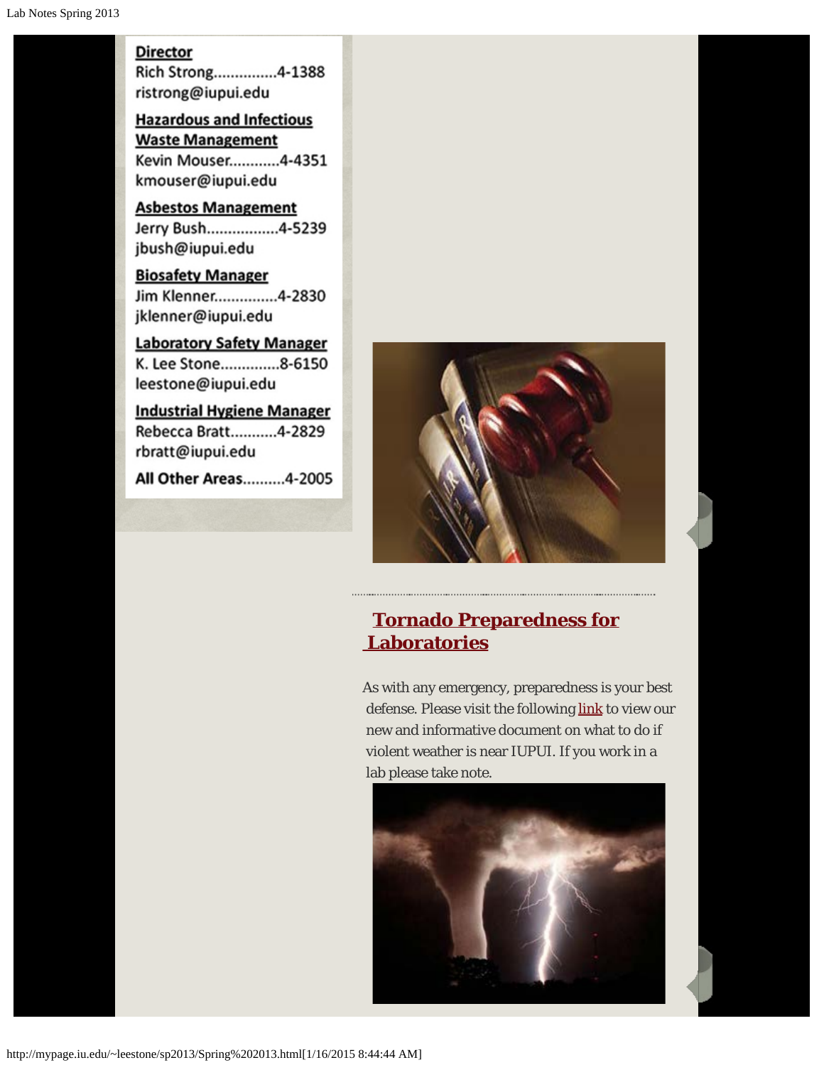**Director**
Rich Strong...............4-1388
ristrong@iupui.edu

**Hazardous and Infectious Waste Management**
Kevin Mouser............4-4351
kmouser@iupui.edu

**Asbestos Management**
Jerry Bush.................4-5239
jbush@iupui.edu

**Biosafety Manager**
Jim Klenner...............4-2830
jklenner@iupui.edu

**Laboratory Safety Manager**
K. Lee Stone..............8-6150
leestone@iupui.edu

**Industrial Hygiene Manager**
Rebecca Bratt...........4-2829
rbratt@iupui.edu

**All Other Areas..........4-2005**

## Tornado Preparedness for Laboratories

As with any emergency, preparedness is your best defense. Please visit the following link to view our new and informative document on what to do if violent weather is near IUPUI. If you work in a lab please take note.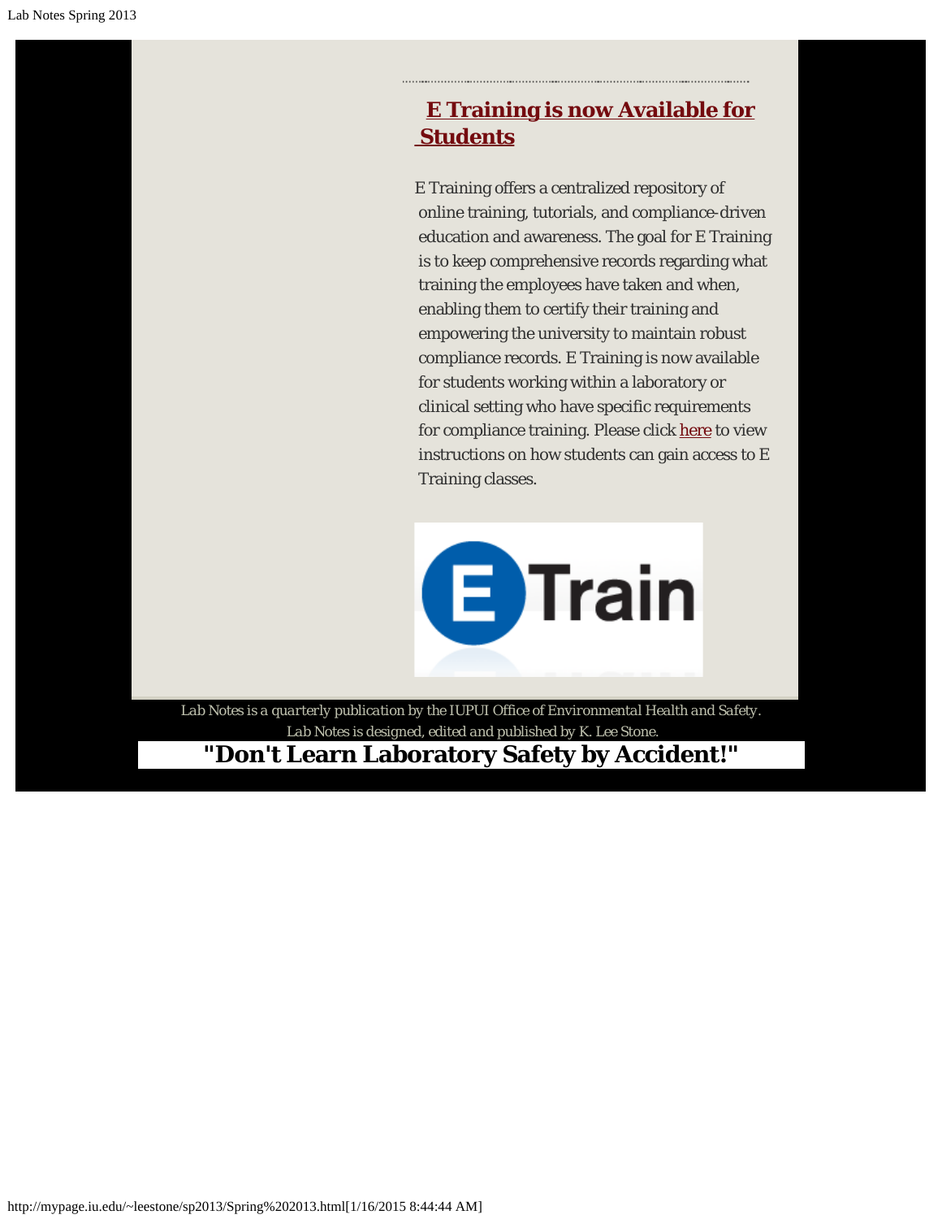## E Training is now Available for Students

E Training offers a centralized repository of online training, tutorials, and compliance-driven education and awareness. The goal for E Training is to keep comprehensive records regarding what training the employees have taken and when, enabling them to certify their training and empowering the university to maintain robust compliance records. E Training is now available for students working within a laboratory or clinical setting who have specific requirements for compliance training. Please click here to view instructions on how students can gain access to E Training classes.

*Lab Notes is a quarterly publication by the IUPUI Office of Environmental Health and Safety.*
*Lab Notes is designed, edited and published by K. Lee Stone.*

**"Don't Learn Laboratory Safety by Accident!"**